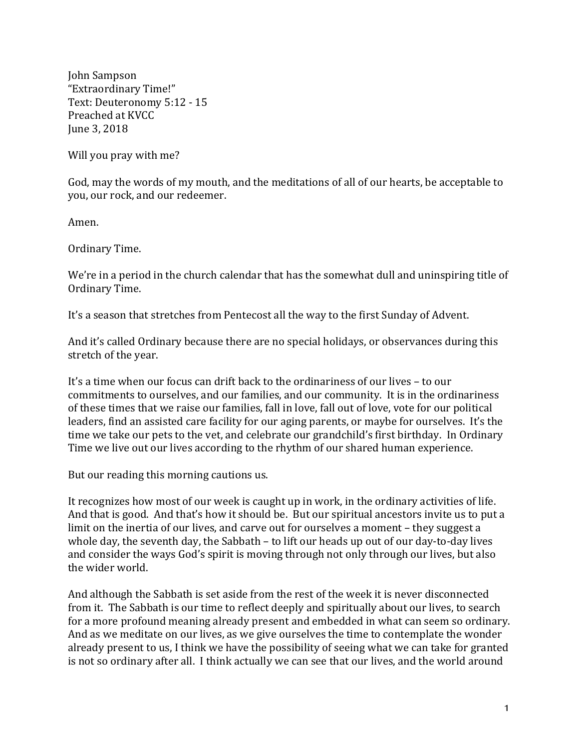John Sampson
"Extraordinary Time!"
Text: Deuteronomy 5:12 - 15
Preached at KVCC
June 3, 2018

Will you pray with me?

God, may the words of my mouth, and the meditations of all of our hearts, be acceptable to you, our rock, and our redeemer.

Amen.

Ordinary Time.

We're in a period in the church calendar that has the somewhat dull and uninspiring title of Ordinary Time.

It's a season that stretches from Pentecost all the way to the first Sunday of Advent.

And it's called Ordinary because there are no special holidays, or observances during this stretch of the year.

It's a time when our focus can drift back to the ordinariness of our lives – to our commitments to ourselves, and our families, and our community. It is in the ordinariness of these times that we raise our families, fall in love, fall out of love, vote for our political leaders, find an assisted care facility for our aging parents, or maybe for ourselves. It's the time we take our pets to the vet, and celebrate our grandchild's first birthday. In Ordinary Time we live out our lives according to the rhythm of our shared human experience.

But our reading this morning cautions us.

It recognizes how most of our week is caught up in work, in the ordinary activities of life. And that is good. And that's how it should be. But our spiritual ancestors invite us to put a limit on the inertia of our lives, and carve out for ourselves a moment – they suggest a whole day, the seventh day, the Sabbath – to lift our heads up out of our day-to-day lives and consider the ways God's spirit is moving through not only through our lives, but also the wider world.

And although the Sabbath is set aside from the rest of the week it is never disconnected from it. The Sabbath is our time to reflect deeply and spiritually about our lives, to search for a more profound meaning already present and embedded in what can seem so ordinary. And as we meditate on our lives, as we give ourselves the time to contemplate the wonder already present to us, I think we have the possibility of seeing what we can take for granted is not so ordinary after all. I think actually we can see that our lives, and the world around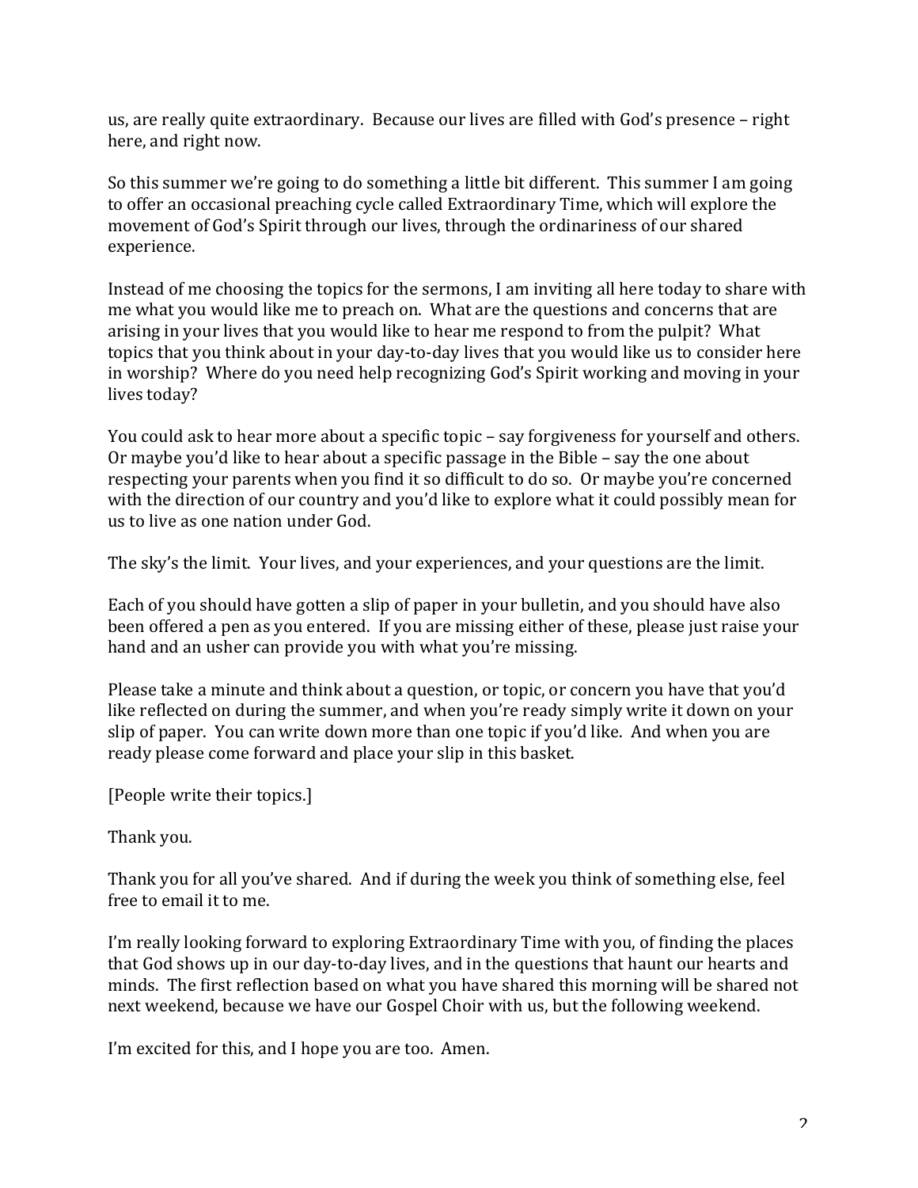us, are really quite extraordinary. Because our lives are filled with God's presence – right here, and right now.

So this summer we're going to do something a little bit different. This summer I am going to offer an occasional preaching cycle called Extraordinary Time, which will explore the movement of God's Spirit through our lives, through the ordinariness of our shared experience.

Instead of me choosing the topics for the sermons, I am inviting all here today to share with me what you would like me to preach on. What are the questions and concerns that are arising in your lives that you would like to hear me respond to from the pulpit? What topics that you think about in your day-to-day lives that you would like us to consider here in worship? Where do you need help recognizing God's Spirit working and moving in your lives today?

You could ask to hear more about a specific topic – say forgiveness for yourself and others. Or maybe you'd like to hear about a specific passage in the Bible – say the one about respecting your parents when you find it so difficult to do so. Or maybe you're concerned with the direction of our country and you'd like to explore what it could possibly mean for us to live as one nation under God.

The sky's the limit. Your lives, and your experiences, and your questions are the limit.

Each of you should have gotten a slip of paper in your bulletin, and you should have also been offered a pen as you entered. If you are missing either of these, please just raise your hand and an usher can provide you with what you're missing.

Please take a minute and think about a question, or topic, or concern you have that you'd like reflected on during the summer, and when you're ready simply write it down on your slip of paper. You can write down more than one topic if you'd like. And when you are ready please come forward and place your slip in this basket.

[People write their topics.]

Thank you.

Thank you for all you've shared. And if during the week you think of something else, feel free to email it to me.

I'm really looking forward to exploring Extraordinary Time with you, of finding the places that God shows up in our day-to-day lives, and in the questions that haunt our hearts and minds. The first reflection based on what you have shared this morning will be shared not next weekend, because we have our Gospel Choir with us, but the following weekend.

I'm excited for this, and I hope you are too. Amen.